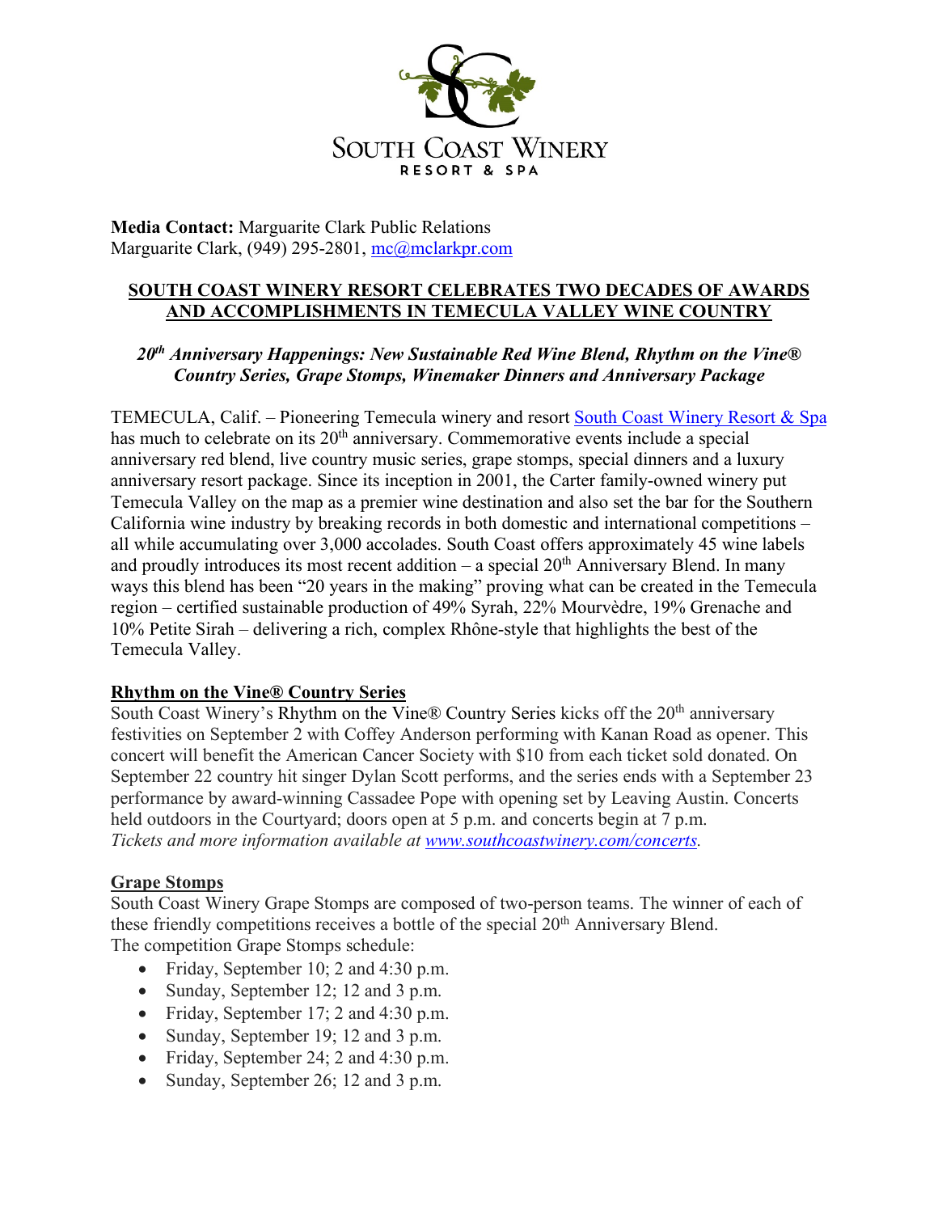SOUTH COAST WINERY
RESORT & SPA

**Media Contact:** Marguarite Clark Public Relations
Marguarite Clark, (949) 295-2801, mc@mclarkpr.com

## SOUTH COAST WINERY RESORT CELEBRATES TWO DECADES OF AWARDS AND ACCOMPLISHMENTS IN TEMECULA VALLEY WINE COUNTRY

***20th Anniversary Happenings: New Sustainable Red Wine Blend, Rhythm on the Vine® Country Series, Grape Stomps, Winemaker Dinners and Anniversary Package***

TEMECULA, Calif. – Pioneering Temecula winery and resort South Coast Winery Resort & Spa has much to celebrate on its 20th anniversary. Commemorative events include a special anniversary red blend, live country music series, grape stomps, special dinners and a luxury anniversary resort package. Since its inception in 2001, the Carter family-owned winery put Temecula Valley on the map as a premier wine destination and also set the bar for the Southern California wine industry by breaking records in both domestic and international competitions – all while accumulating over 3,000 accolades. South Coast offers approximately 45 wine labels and proudly introduces its most recent addition – a special 20th Anniversary Blend. In many ways this blend has been "20 years in the making" proving what can be created in the Temecula region – certified sustainable production of 49% Syrah, 22% Mourvèdre, 19% Grenache and 10% Petite Sirah – delivering a rich, complex Rhône-style that highlights the best of the Temecula Valley.

### Rhythm on the Vine® Country Series

South Coast Winery's Rhythm on the Vine® Country Series kicks off the 20th anniversary festivities on September 2 with Coffey Anderson performing with Kanan Road as opener. This concert will benefit the American Cancer Society with $10 from each ticket sold donated. On September 22 country hit singer Dylan Scott performs, and the series ends with a September 23 performance by award-winning Cassadee Pope with opening set by Leaving Austin. Concerts held outdoors in the Courtyard; doors open at 5 p.m. and concerts begin at 7 p.m.
*Tickets and more information available at www.southcoastwinery.com/concerts.*

### Grape Stomps

South Coast Winery Grape Stomps are composed of two-person teams. The winner of each of these friendly competitions receives a bottle of the special 20th Anniversary Blend.
The competition Grape Stomps schedule:

- Friday, September 10; 2 and 4:30 p.m.
- Sunday, September 12; 12 and 3 p.m.
- Friday, September 17; 2 and 4:30 p.m.
- Sunday, September 19; 12 and 3 p.m.
- Friday, September 24; 2 and 4:30 p.m.
- Sunday, September 26; 12 and 3 p.m.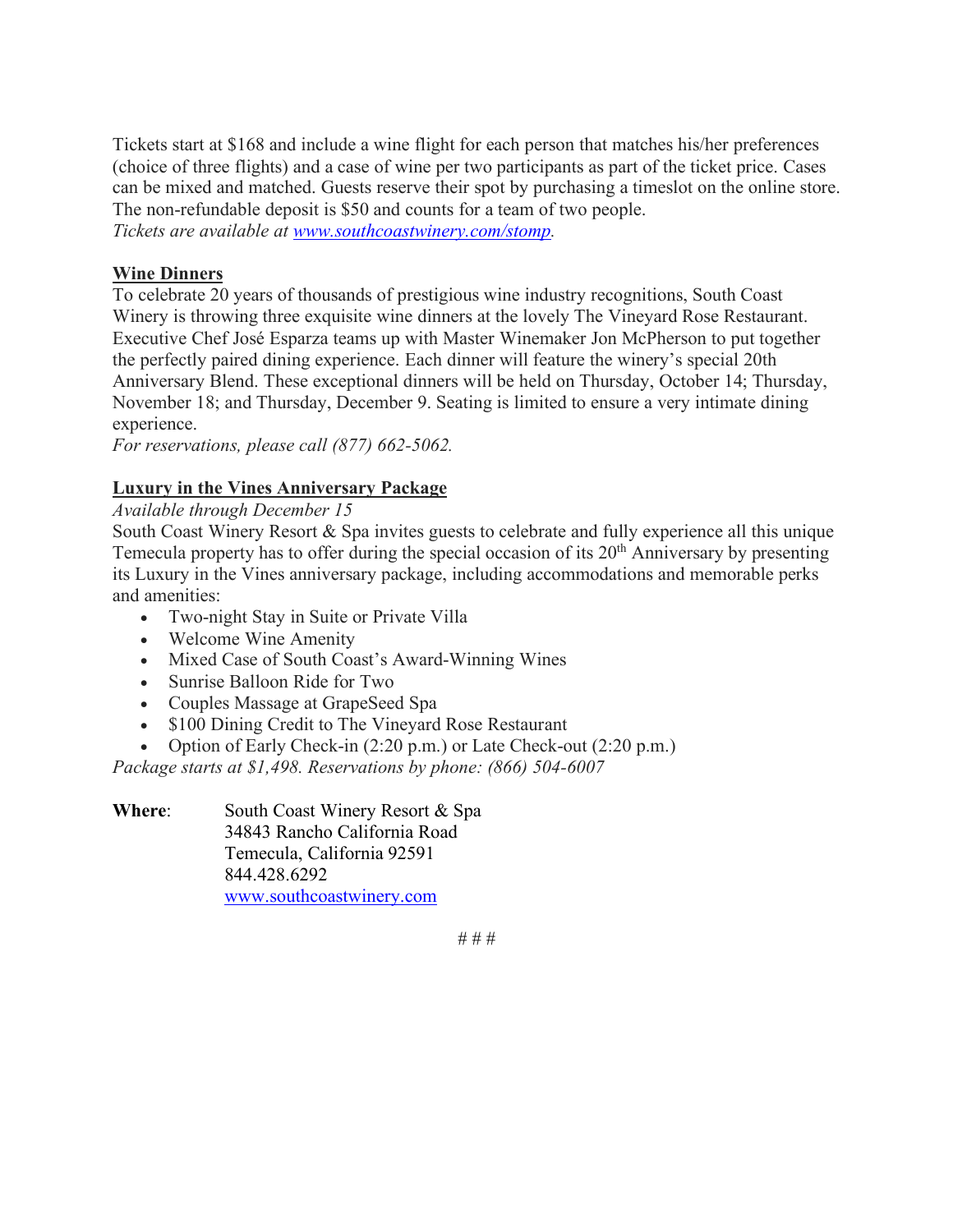Tickets start at $168 and include a wine flight for each person that matches his/her preferences (choice of three flights) and a case of wine per two participants as part of the ticket price. Cases can be mixed and matched. Guests reserve their spot by purchasing a timeslot on the online store. The non-refundable deposit is $50 and counts for a team of two people.
*Tickets are available at [www.southcoastwinery.com/stomp](www.southcoastwinery.com/stomp).*

**Wine Dinners**

To celebrate 20 years of thousands of prestigious wine industry recognitions, South Coast Winery is throwing three exquisite wine dinners at the lovely The Vineyard Rose Restaurant. Executive Chef José Esparza teams up with Master Winemaker Jon McPherson to put together the perfectly paired dining experience. Each dinner will feature the winery's special 20th Anniversary Blend. These exceptional dinners will be held on Thursday, October 14; Thursday, November 18; and Thursday, December 9. Seating is limited to ensure a very intimate dining experience.
*For reservations, please call (877) 662-5062.*

**Luxury in the Vines Anniversary Package**

*Available through December 15*

South Coast Winery Resort & Spa invites guests to celebrate and fully experience all this unique Temecula property has to offer during the special occasion of its 20th Anniversary by presenting its Luxury in the Vines anniversary package, including accommodations and memorable perks and amenities:

- Two-night Stay in Suite or Private Villa
- Welcome Wine Amenity
- Mixed Case of South Coast's Award-Winning Wines
- Sunrise Balloon Ride for Two
- Couples Massage at GrapeSeed Spa
- $100 Dining Credit to The Vineyard Rose Restaurant
- Option of Early Check-in (2:20 p.m.) or Late Check-out (2:20 p.m.)

*Package starts at $1,498. Reservations by phone: (866) 504-6007*

**Where**: South Coast Winery Resort & Spa
34843 Rancho California Road
Temecula, California 92591
844.428.6292
[www.southcoastwinery.com](www.southcoastwinery.com)

# # #